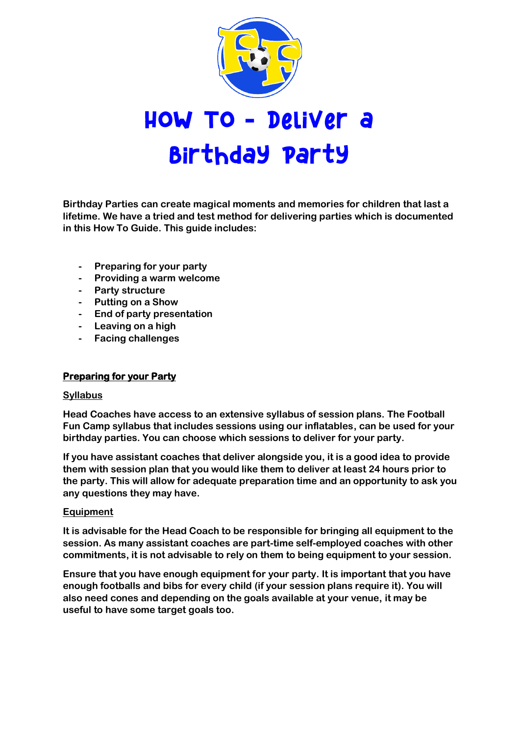# How To - Deliver a Birthday Party

**Birthday Parties can create magical moments and memories for children that last a lifetime. We have a tried and test method for delivering parties which is documented in this How To Guide. This guide includes:**

- **Preparing for your party**
- **Providing a warm welcome**
- **Party structure**
- **Putting on a Show**
- **End of party presentation**
- **Leaving on a high**
- **Facing challenges**

## Preparing for your Party

### Syllabus

**Head Coaches have access to an extensive syllabus of session plans. The Football Fun Camp syllabus that includes sessions using our inflatables, can be used for your birthday parties. You can choose which sessions to deliver for your party.**

**If you have assistant coaches that deliver alongside you, it is a good idea to provide them with session plan that you would like them to deliver at least 24 hours prior to the party. This will allow for adequate preparation time and an opportunity to ask you any questions they may have.**

### Equipment

**It is advisable for the Head Coach to be responsible for bringing all equipment to the session. As many assistant coaches are part-time self-employed coaches with other commitments, it is not advisable to rely on them to being equipment to your session.**

**Ensure that you have enough equipment for your party. It is important that you have enough footballs and bibs for every child (if your session plans require it). You will also need cones and depending on the goals available at your venue, it may be useful to have some target goals too.**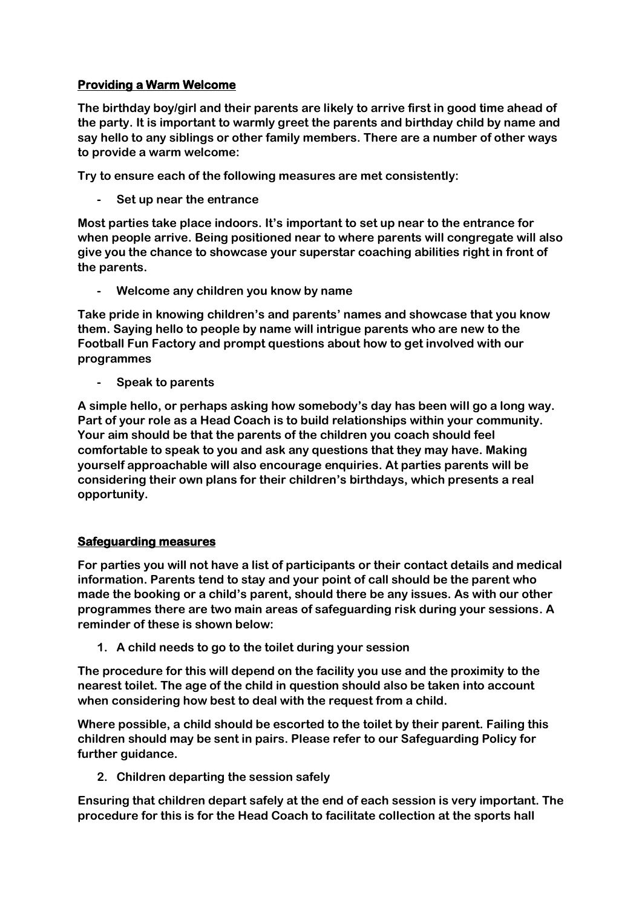## Providing a Warm Welcome

**The birthday boy/girl and their parents are likely to arrive first in good time ahead of the party. It is important to warmly greet the parents and birthday child by name and say hello to any siblings or other family members. There are a number of other ways to provide a warm welcome:**

**Try to ensure each of the following measures are met consistently:**

- **Set up near the entrance**

**Most parties take place indoors. It's important to set up near to the entrance for when people arrive. Being positioned near to where parents will congregate will also give you the chance to showcase your superstar coaching abilities right in front of the parents.**

- **Welcome any children you know by name**

**Take pride in knowing children's and parents' names and showcase that you know them. Saying hello to people by name will intrigue parents who are new to the Football Fun Factory and prompt questions about how to get involved with our programmes**

- **Speak to parents**

**A simple hello, or perhaps asking how somebody's day has been will go a long way. Part of your role as a Head Coach is to build relationships within your community. Your aim should be that the parents of the children you coach should feel comfortable to speak to you and ask any questions that they may have. Making yourself approachable will also encourage enquiries. At parties parents will be considering their own plans for their children's birthdays, which presents a real opportunity.**

## Safeguarding measures

**For parties you will not have a list of participants or their contact details and medical information. Parents tend to stay and your point of call should be the parent who made the booking or a child's parent, should there be any issues. As with our other programmes there are two main areas of safeguarding risk during your sessions. A reminder of these is shown below:**

1. **A child needs to go to the toilet during your session**

**The procedure for this will depend on the facility you use and the proximity to the nearest toilet. The age of the child in question should also be taken into account when considering how best to deal with the request from a child.**

**Where possible, a child should be escorted to the toilet by their parent. Failing this children should may be sent in pairs. Please refer to our Safeguarding Policy for further guidance.**

2. **Children departing the session safely**

**Ensuring that children depart safely at the end of each session is very important. The procedure for this is for the Head Coach to facilitate collection at the sports hall**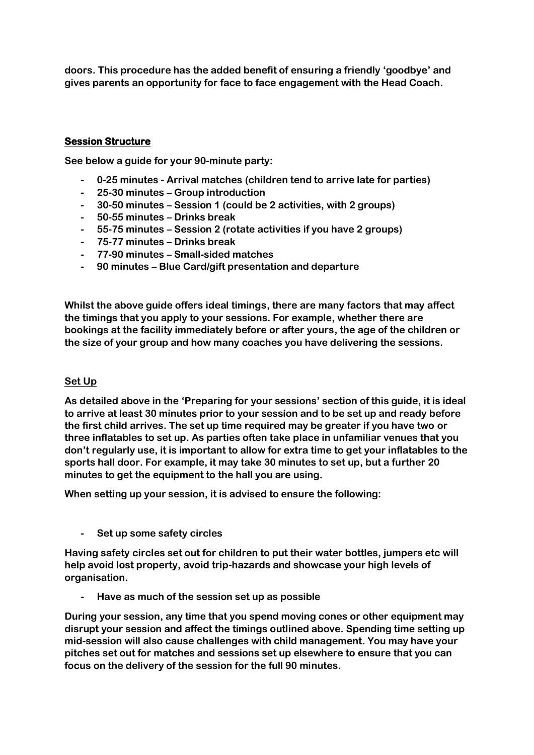**doors. This procedure has the added benefit of ensuring a friendly 'goodbye' and gives parents an opportunity for face to face engagement with the Head Coach.**

## Session Structure

**See below a guide for your 90-minute party:**

- **0-25 minutes - Arrival matches (children tend to arrive late for parties)**
- **25-30 minutes – Group introduction**
- **30-50 minutes – Session 1 (could be 2 activities, with 2 groups)**
- **50-55 minutes – Drinks break**
- **55-75 minutes – Session 2 (rotate activities if you have 2 groups)**
- **75-77 minutes – Drinks break**
- **77-90 minutes – Small-sided matches**
- **90 minutes – Blue Card/gift presentation and departure**

**Whilst the above guide offers ideal timings, there are many factors that may affect the timings that you apply to your sessions. For example, whether there are bookings at the facility immediately before or after yours, the age of the children or the size of your group and how many coaches you have delivering the sessions.**

## Set Up

**As detailed above in the 'Preparing for your sessions' section of this guide, it is ideal to arrive at least 30 minutes prior to your session and to be set up and ready before the first child arrives. The set up time required may be greater if you have two or three inflatables to set up. As parties often take place in unfamiliar venues that you don't regularly use, it is important to allow for extra time to get your inflatables to the sports hall door. For example, it may take 30 minutes to set up, but a further 20 minutes to get the equipment to the hall you are using.**

**When setting up your session, it is advised to ensure the following:**

- **Set up some safety circles**

**Having safety circles set out for children to put their water bottles, jumpers etc will help avoid lost property, avoid trip-hazards and showcase your high levels of organisation.**

- **Have as much of the session set up as possible**

**During your session, any time that you spend moving cones or other equipment may disrupt your session and affect the timings outlined above. Spending time setting up mid-session will also cause challenges with child management. You may have your pitches set out for matches and sessions set up elsewhere to ensure that you can focus on the delivery of the session for the full 90 minutes.**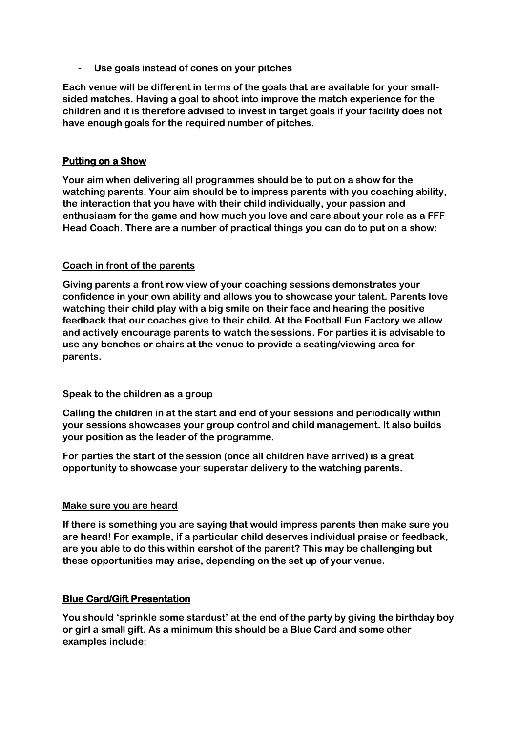- **Use goals instead of cones on your pitches**

**Each venue will be different in terms of the goals that are available for your small-sided matches. Having a goal to shoot into improve the match experience for the children and it is therefore advised to invest in target goals if your facility does not have enough goals for the required number of pitches.**

## Putting on a Show

**Your aim when delivering all programmes should be to put on a show for the watching parents. Your aim should be to impress parents with you coaching ability, the interaction that you have with their child individually, your passion and enthusiasm for the game and how much you love and care about your role as a FFF Head Coach. There are a number of practical things you can do to put on a show:**

### Coach in front of the parents

**Giving parents a front row view of your coaching sessions demonstrates your confidence in your own ability and allows you to showcase your talent. Parents love watching their child play with a big smile on their face and hearing the positive feedback that our coaches give to their child. At the Football Fun Factory we allow and actively encourage parents to watch the sessions. For parties it is advisable to use any benches or chairs at the venue to provide a seating/viewing area for parents.**

### Speak to the children as a group

**Calling the children in at the start and end of your sessions and periodically within your sessions showcases your group control and child management. It also builds your position as the leader of the programme.**

**For parties the start of the session (once all children have arrived) is a great opportunity to showcase your superstar delivery to the watching parents.**

### Make sure you are heard

**If there is something you are saying that would impress parents then make sure you are heard! For example, if a particular child deserves individual praise or feedback, are you able to do this within earshot of the parent? This may be challenging but these opportunities may arise, depending on the set up of your venue.**

## Blue Card/Gift Presentation

**You should 'sprinkle some stardust' at the end of the party by giving the birthday boy or girl a small gift. As a minimum this should be a Blue Card and some other examples include:**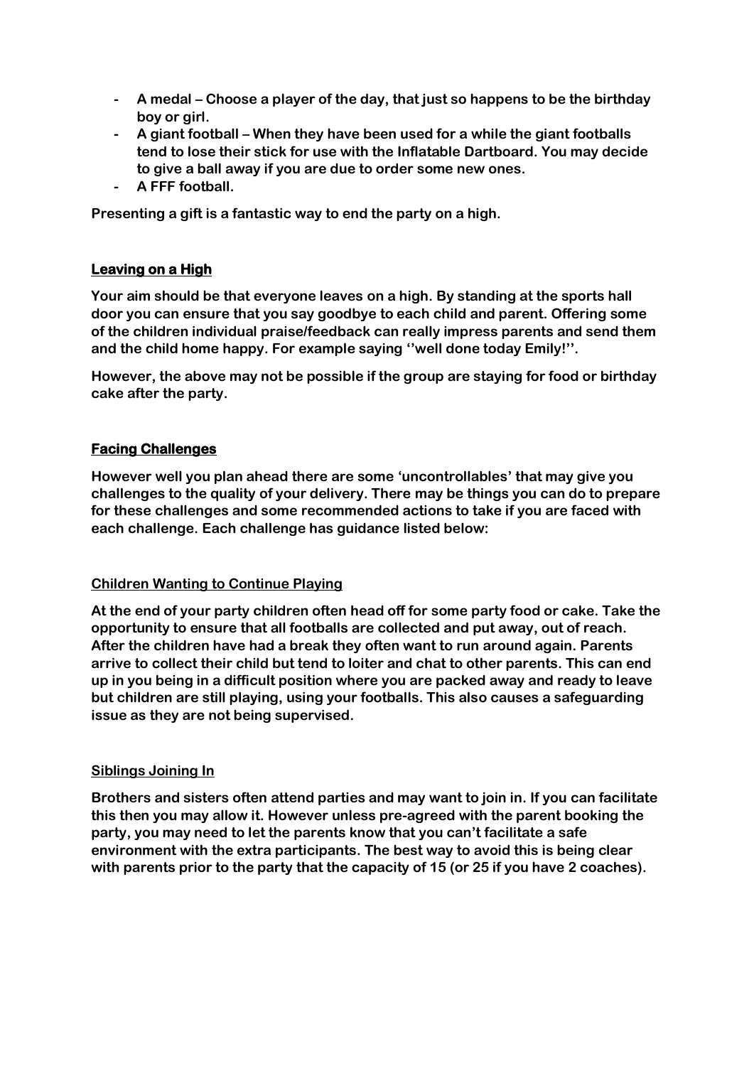- **A medal – Choose a player of the day, that just so happens to be the birthday boy or girl.**
- **A giant football – When they have been used for a while the giant footballs tend to lose their stick for use with the Inflatable Dartboard. You may decide to give a ball away if you are due to order some new ones.**
- **A FFF football.**

**Presenting a gift is a fantastic way to end the party on a high.**

## Leaving on a High

**Your aim should be that everyone leaves on a high. By standing at the sports hall door you can ensure that you say goodbye to each child and parent. Offering some of the children individual praise/feedback can really impress parents and send them and the child home happy. For example saying ''well done today Emily!''.**

**However, the above may not be possible if the group are staying for food or birthday cake after the party.**

## Facing Challenges

**However well you plan ahead there are some 'uncontrollables' that may give you challenges to the quality of your delivery. There may be things you can do to prepare for these challenges and some recommended actions to take if you are faced with each challenge. Each challenge has guidance listed below:**

### Children Wanting to Continue Playing

**At the end of your party children often head off for some party food or cake. Take the opportunity to ensure that all footballs are collected and put away, out of reach. After the children have had a break they often want to run around again. Parents arrive to collect their child but tend to loiter and chat to other parents. This can end up in you being in a difficult position where you are packed away and ready to leave but children are still playing, using your footballs. This also causes a safeguarding issue as they are not being supervised.**

### Siblings Joining In

**Brothers and sisters often attend parties and may want to join in. If you can facilitate this then you may allow it. However unless pre-agreed with the parent booking the party, you may need to let the parents know that you can't facilitate a safe environment with the extra participants. The best way to avoid this is being clear with parents prior to the party that the capacity of 15 (or 25 if you have 2 coaches).**